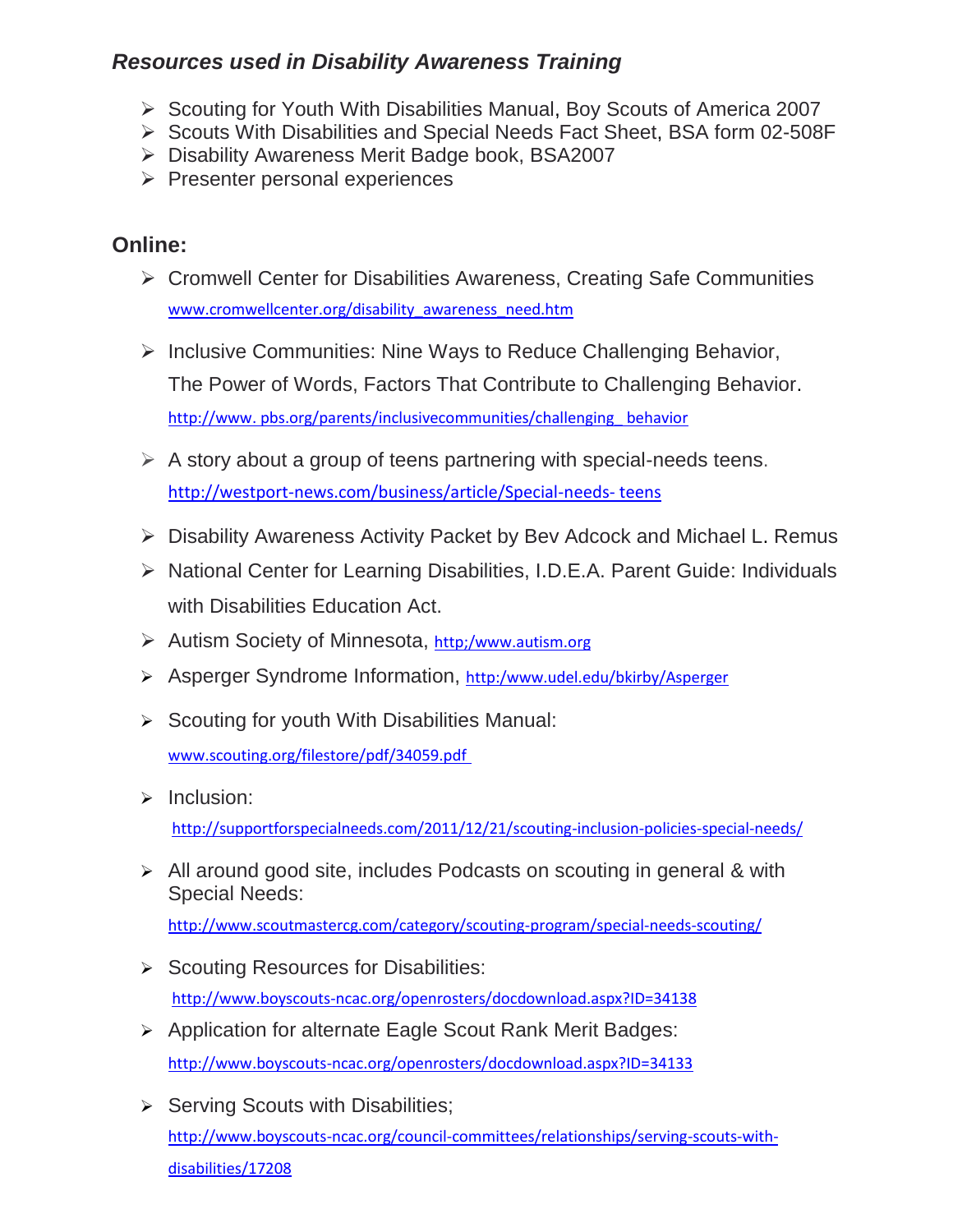## *Resources used in Disability Awareness Training*

- Scouting for Youth With Disabilities Manual, Boy Scouts of America 2007
- Scouts With Disabilities and Special Needs Fact Sheet, BSA form 02-508F
- Disability Awareness Merit Badge book, BSA2007
- Presenter personal experiences

## Online:

- Cromwell Center for Disabilities Awareness, Creating Safe Communities
  www.cromwellcenter.org/disability_awareness_need.htm

- Inclusive Communities: Nine Ways to Reduce Challenging Behavior,
  The Power of Words, Factors That Contribute to Challenging Behavior.
  http://www. pbs.org/parents/inclusivecommunities/challenging_ behavior

- A story about a group of teens partnering with special-needs teens.
  http://westport-news.com/business/article/Special-needs- teens

- Disability Awareness Activity Packet by Bev Adcock and Michael L. Remus
- National Center for Learning Disabilities, I.D.E.A. Parent Guide: Individuals with Disabilities Education Act.
- Autism Society of Minnesota, http;/www.autism.org
- Asperger Syndrome Information, http:/www.udel.edu/bkirby/Asperger
- Scouting for youth With Disabilities Manual:
  www.scouting.org/filestore/pdf/34059.pdf

- Inclusion:
  http://supportforspecialneeds.com/2011/12/21/scouting-inclusion-policies-special-needs/

- All around good site, includes Podcasts on scouting in general & with Special Needs:
  http://www.scoutmastercg.com/category/scouting-program/special-needs-scouting/

- Scouting Resources for Disabilities:
  http://www.boyscouts-ncac.org/openrosters/docdownload.aspx?ID=34138
- Application for alternate Eagle Scout Rank Merit Badges:
  http://www.boyscouts-ncac.org/openrosters/docdownload.aspx?ID=34133

- Serving Scouts with Disabilities;
  http://www.boyscouts-ncac.org/council-committees/relationships/serving-scouts-with-disabilities/17208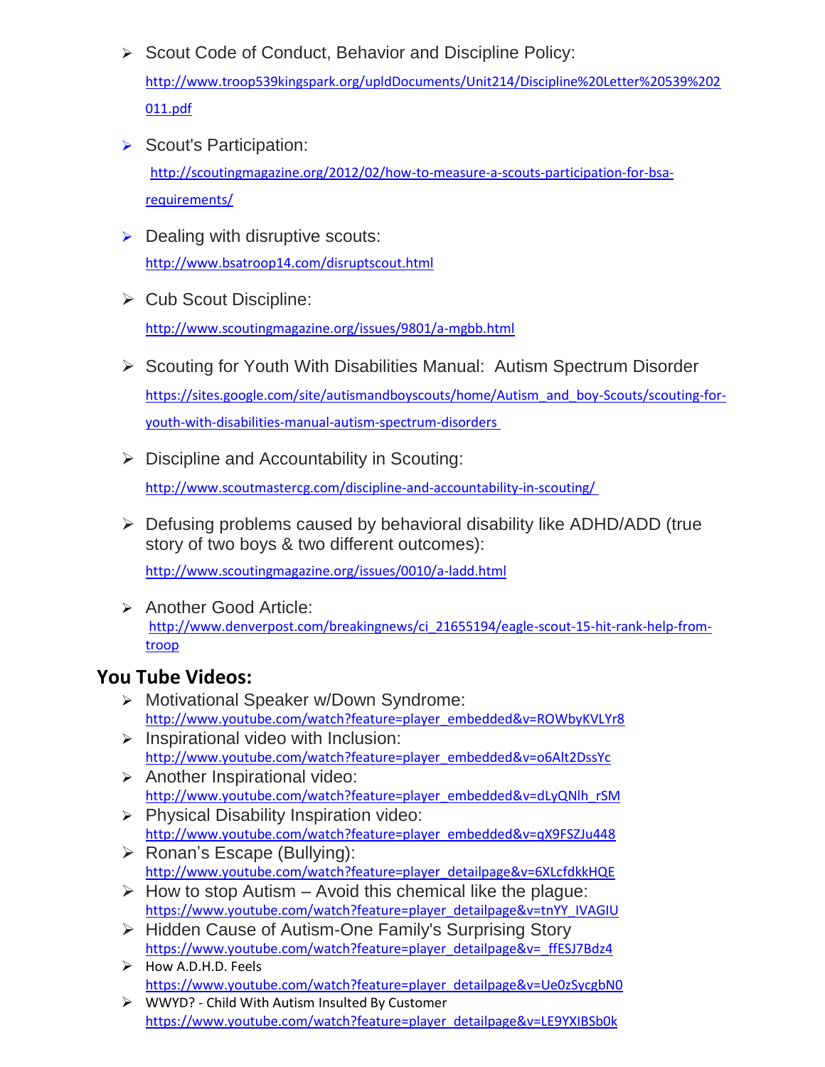- Scout Code of Conduct, Behavior and Discipline Policy:
  http://www.troop539kingspark.org/upldDocuments/Unit214/Discipline%20Letter%20539%202011.pdf

- Scout's Participation:
  http://scoutingmagazine.org/2012/02/how-to-measure-a-scouts-participation-for-bsa-requirements/

- Dealing with disruptive scouts:
  http://www.bsatroop14.com/disruptscout.html

- Cub Scout Discipline:
  http://www.scoutingmagazine.org/issues/9801/a-mgbb.html

- Scouting for Youth With Disabilities Manual:  Autism Spectrum Disorder
  https://sites.google.com/site/autismandboyscouts/home/Autism_and_boy-Scouts/scouting-for-youth-with-disabilities-manual-autism-spectrum-disorders

- Discipline and Accountability in Scouting:
  http://www.scoutmastercg.com/discipline-and-accountability-in-scouting/

- Defusing problems caused by behavioral disability like ADHD/ADD (true story of two boys & two different outcomes):
  http://www.scoutingmagazine.org/issues/0010/a-ladd.html

- Another Good Article:
  http://www.denverpost.com/breakingnews/ci_21655194/eagle-scout-15-hit-rank-help-from-troop

## You Tube Videos:

- Motivational Speaker w/Down Syndrome:
  http://www.youtube.com/watch?feature=player_embedded&v=ROWbyKVLYr8
- Inspirational video with Inclusion:
  http://www.youtube.com/watch?feature=player_embedded&v=o6Alt2DssYc
- Another Inspirational video:
  http://www.youtube.com/watch?feature=player_embedded&v=dLyQNlh_rSM
- Physical Disability Inspiration video:
  http://www.youtube.com/watch?feature=player_embedded&v=qX9FSZJu448
- Ronan's Escape (Bullying):
  http://www.youtube.com/watch?feature=player_detailpage&v=6XLcfdkkHQE
- How to stop Autism – Avoid this chemical like the plague:
  https://www.youtube.com/watch?feature=player_detailpage&v=tnYY_IVAGIU
- Hidden Cause of Autism-One Family's Surprising Story
  https://www.youtube.com/watch?feature=player_detailpage&v=_ffESJ7Bdz4
- How A.D.H.D. Feels
  https://www.youtube.com/watch?feature=player_detailpage&v=Ue0zSycgbN0
- WWYD? - Child With Autism Insulted By Customer
  https://www.youtube.com/watch?feature=player_detailpage&v=LE9YXIBSb0k